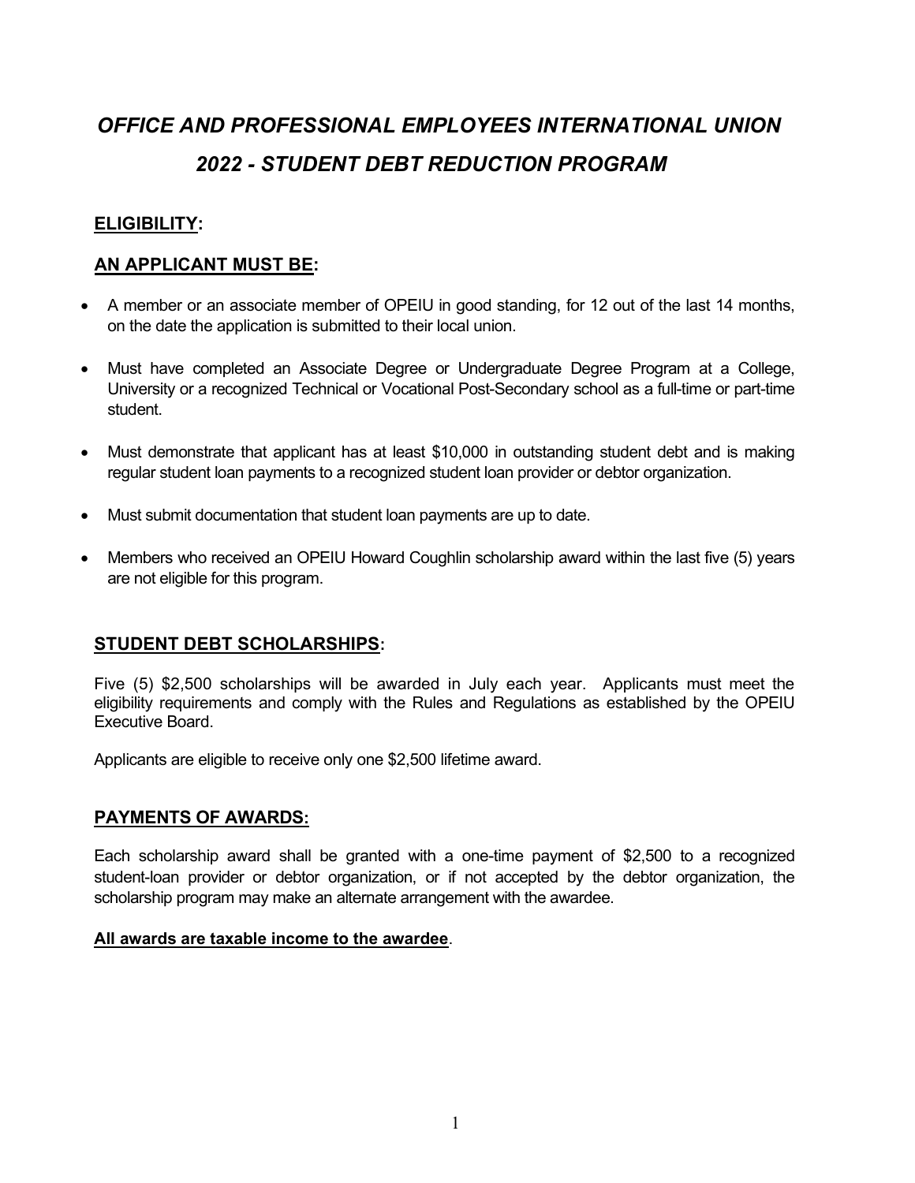# *OFFICE AND PROFESSIONAL EMPLOYEES INTERNATIONAL UNION*

# *2022 - STUDENT DEBT REDUCTION PROGRAM*

## **ELIGIBILITY:**

## **AN APPLICANT MUST BE:**

- A member or an associate member of OPEIU in good standing, for 12 out of the last 14 months, on the date the application is submitted to their local union.
- Must have completed an Associate Degree or Undergraduate Degree Program at a College, University or a recognized Technical or Vocational Post-Secondary school as a full-time or part-time student.
- Must demonstrate that applicant has at least $10,000 in outstanding student debt and is making regular student loan payments to a recognized student loan provider or debtor organization.
- Must submit documentation that student loan payments are up to date.
- Members who received an OPEIU Howard Coughlin scholarship award within the last five (5) years are not eligible for this program.

## **STUDENT DEBT SCHOLARSHIPS:**

Five (5) $2,500 scholarships will be awarded in July each year. Applicants must meet the eligibility requirements and comply with the Rules and Regulations as established by the OPEIU Executive Board.

Applicants are eligible to receive only one $2,500 lifetime award.

## **PAYMENTS OF AWARDS:**

Each scholarship award shall be granted with a one-time payment of $2,500 to a recognized student-loan provider or debtor organization, or if not accepted by the debtor organization, the scholarship program may make an alternate arrangement with the awardee.

**All awards are taxable income to the awardee**.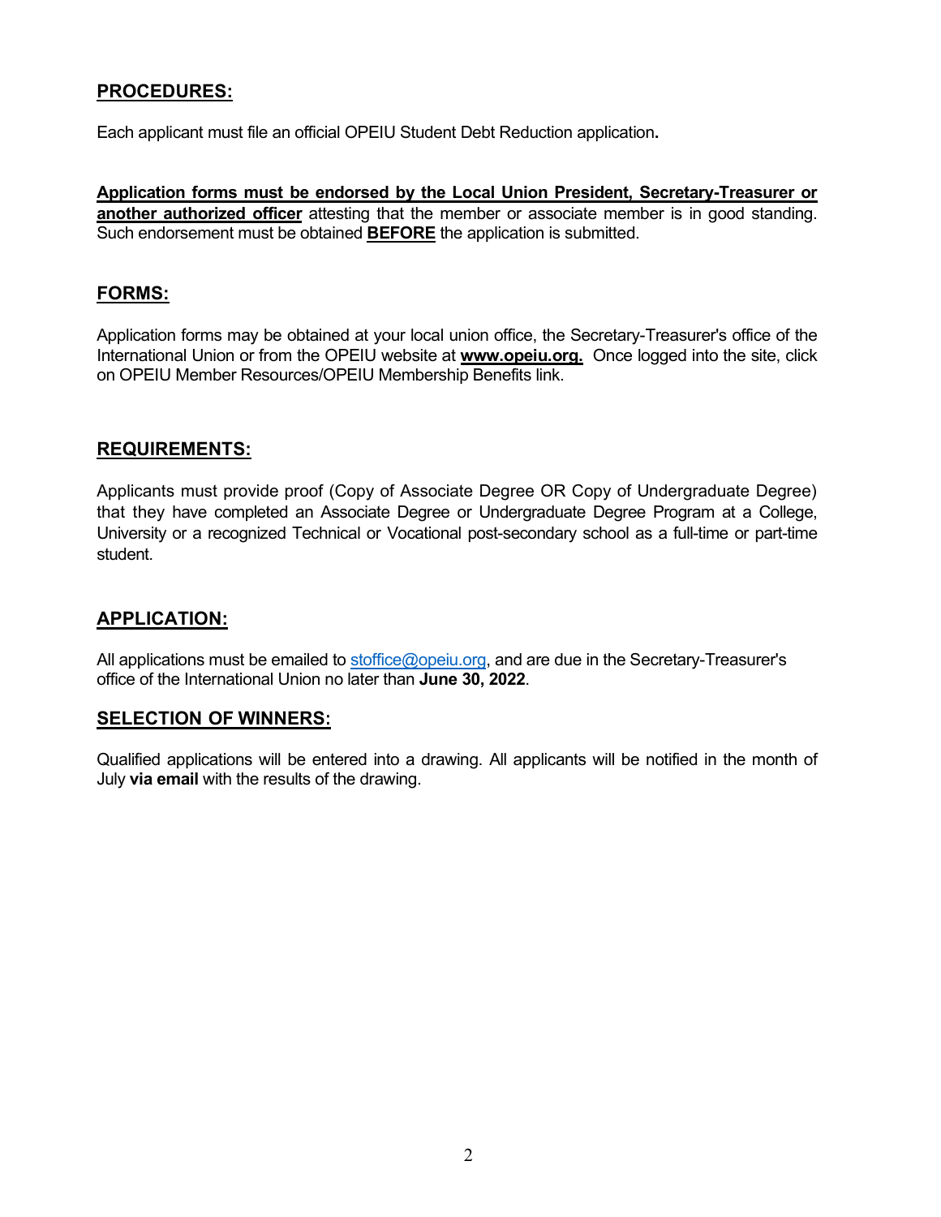## PROCEDURES:

Each applicant must file an official OPEIU Student Debt Reduction application**.**

**Application forms must be endorsed by the Local Union President, Secretary-Treasurer or another authorized officer** attesting that the member or associate member is in good standing. Such endorsement must be obtained **BEFORE** the application is submitted.

## FORMS:

Application forms may be obtained at your local union office, the Secretary-Treasurer's office of the International Union or from the OPEIU website at **www.opeiu.org.** Once logged into the site, click on OPEIU Member Resources/OPEIU Membership Benefits link.

## REQUIREMENTS:

Applicants must provide proof (Copy of Associate Degree OR Copy of Undergraduate Degree) that they have completed an Associate Degree or Undergraduate Degree Program at a College, University or a recognized Technical or Vocational post-secondary school as a full-time or part-time student.

## APPLICATION:

All applications must be emailed to stoffice@opeiu.org, and are due in the Secretary-Treasurer's office of the International Union no later than **June 30, 2022**.

## SELECTION OF WINNERS:

Qualified applications will be entered into a drawing. All applicants will be notified in the month of July **via email** with the results of the drawing.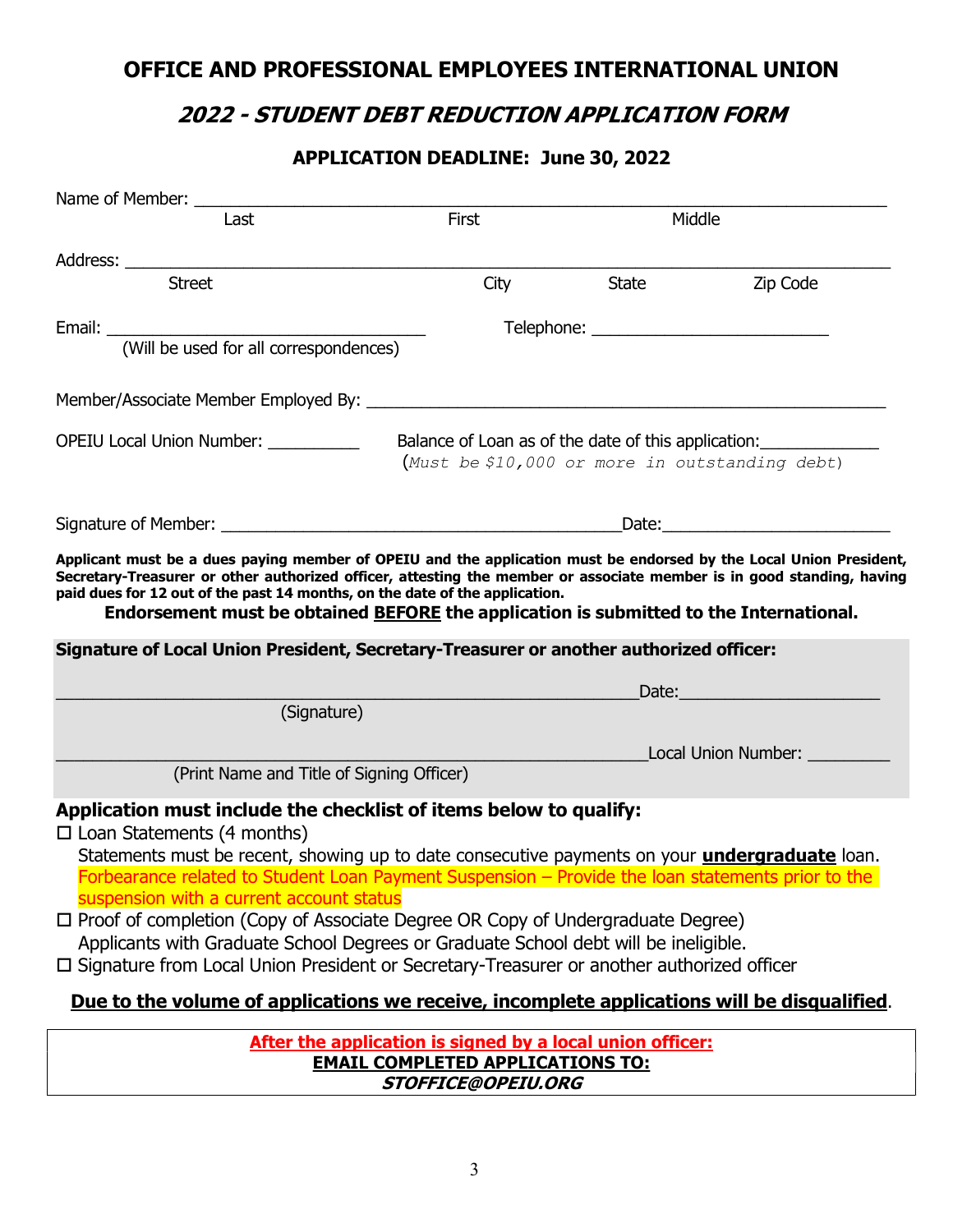# OFFICE AND PROFESSIONAL EMPLOYEES INTERNATIONAL UNION

## *2022 - STUDENT DEBT REDUCTION APPLICATION FORM*

**APPLICATION DEADLINE: June 30, 2022**

Name of Member: ______________________________________________
Last                    First                    Middle

Address: ______________________________________________
Street                    City                    State                    Zip Code

Email: ______________________________ Telephone: ______________________
(Will be used for all correspondences)

Member/Associate Member Employed By: ______________________________________________

OPEIU Local Union Number: __________ Balance of Loan as of the date of this application: ____________
(*Must be $10,000 or more in outstanding debt*)

Signature of Member: ______________________________________ Date: ______________________

**Applicant must be a dues paying member of OPEIU and the application must be endorsed by the Local Union President, Secretary-Treasurer or other authorized officer, attesting the member or associate member is in good standing, having paid dues for 12 out of the past 14 months, on the date of the application.**

**Endorsement must be obtained BEFORE the application is submitted to the International.**

**Signature of Local Union President, Secretary-Treasurer or another authorized officer:**

______________________________________________ Date: ______________________
(Signature)

______________________________________________ Local Union Number: _________
(Print Name and Title of Signing Officer)

**Application must include the checklist of items below to qualify:**

- ☐ Loan Statements (4 months)
  Statements must be recent, showing up to date consecutive payments on your **undergraduate** loan. Forbearance related to Student Loan Payment Suspension – Provide the loan statements prior to the suspension with a current account status
- ☐ Proof of completion (Copy of Associate Degree OR Copy of Undergraduate Degree)
  Applicants with Graduate School Degrees or Graduate School debt will be ineligible.
- ☐ Signature from Local Union President or Secretary-Treasurer or another authorized officer

**Due to the volume of applications we receive, incomplete applications will be disqualified.**

**After the application is signed by a local union officer:**
**EMAIL COMPLETED APPLICATIONS TO:**
***STOFFICE@OPEIU.ORG***